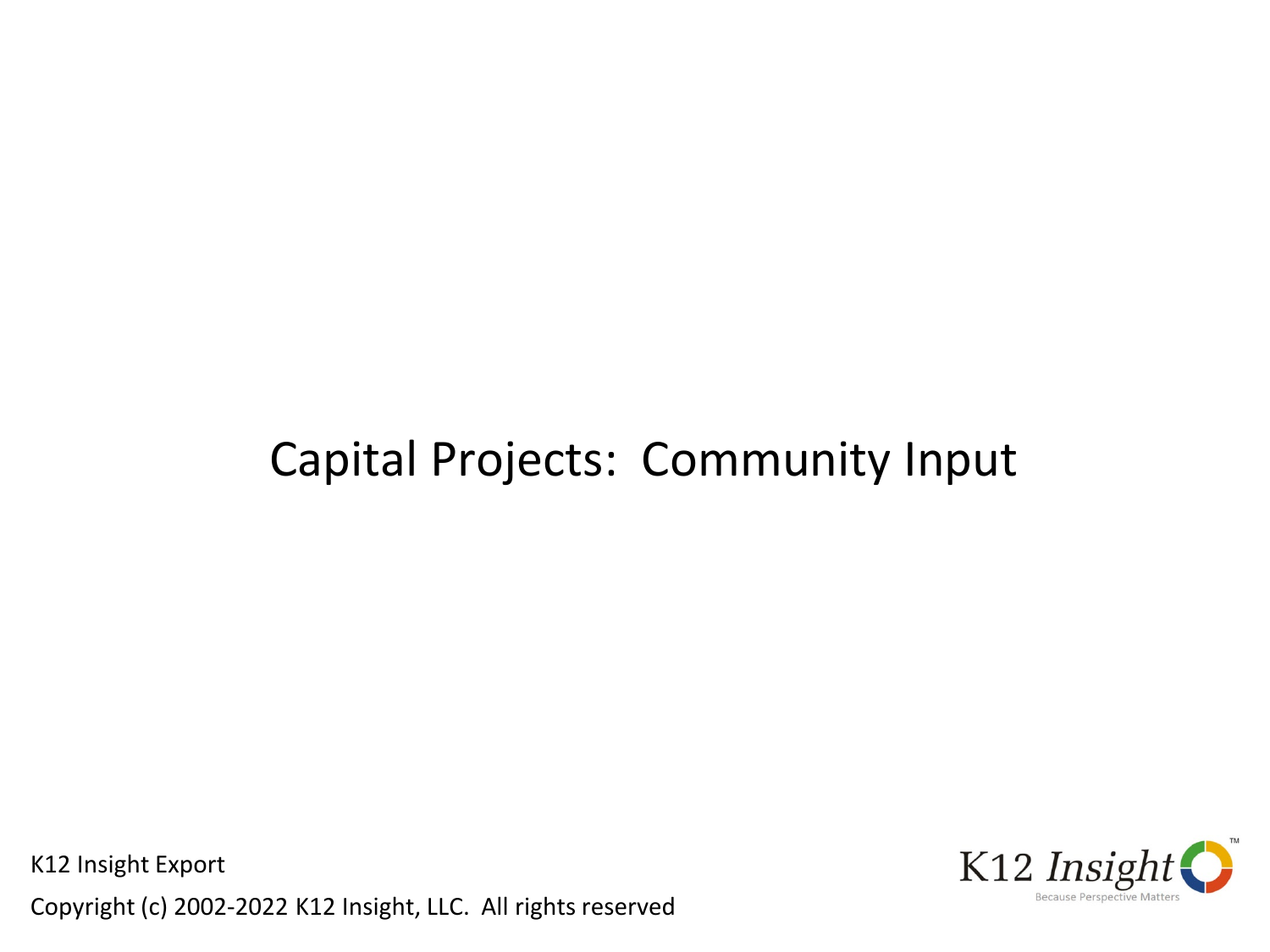# Capital Projects: Community Input

K12 Insight Export

Copyright (c) 2002-2022 K12 Insight, LLC. All rights reserved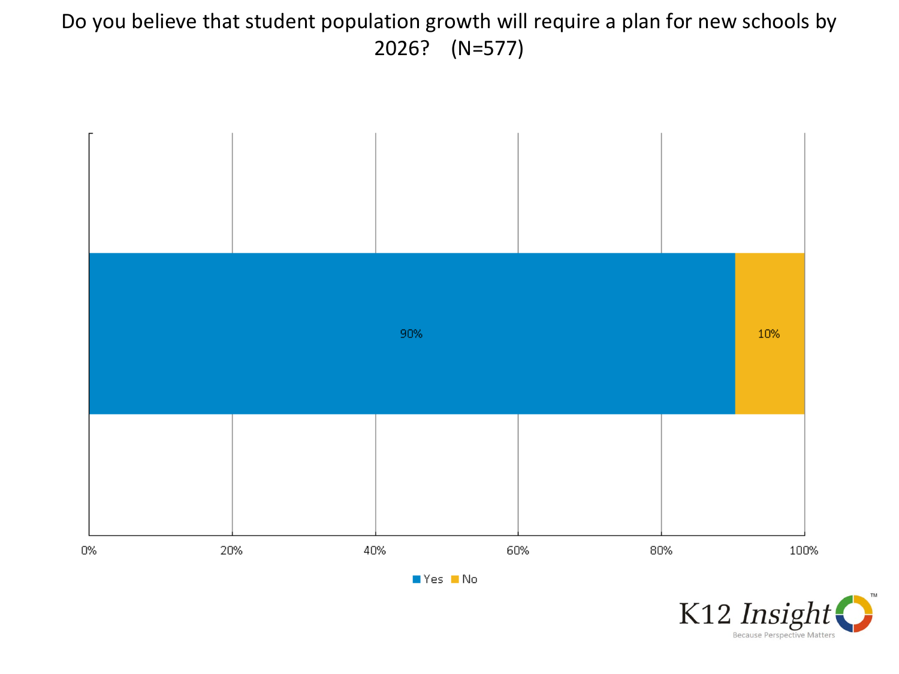# Do you believe that student population growth will require a plan for new schools by 2026? (N=577)

| Response | Percentage |
| --- | --- |
| Yes | 90% |
| No | 10% |

0% 20% 40% 60% 80% 100%

■ Yes ■ No

K12 Insight
Because Perspective Matters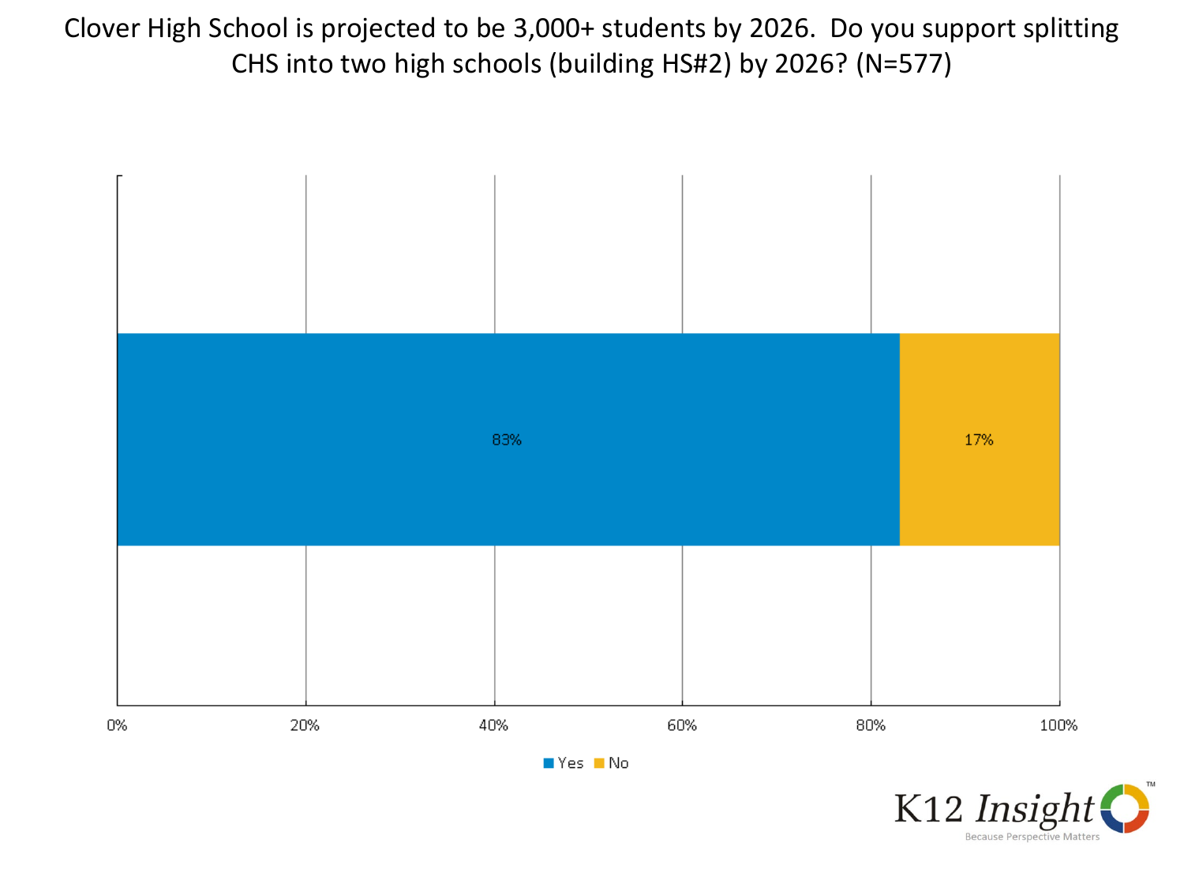# Clover High School is projected to be 3,000+ students by 2026. Do you support splitting CHS into two high schools (building HS#2) by 2026? (N=577)

| Response | Percentage |
| --- | --- |
| Yes | 83% |
| No | 17% |

K12 Insight
Because Perspective Matters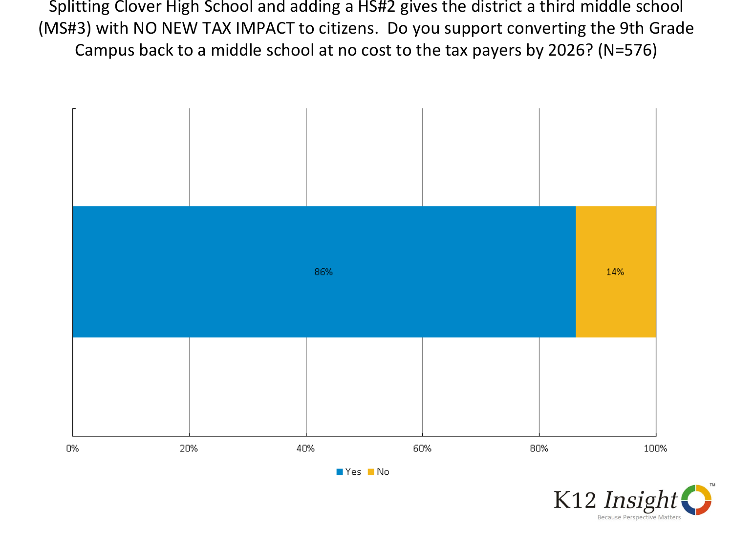Splitting Clover High School and adding a HS#2 gives the district a third middle school (MS#3) with NO NEW TAX IMPACT to citizens. Do you support converting the 9th Grade Campus back to a middle school at no cost to the tax payers by 2026? (N=576)

| Response | Percent |
|---|---|
| Yes | 86% |
| No | 14% |

K12 Insight
Because Perspective Matters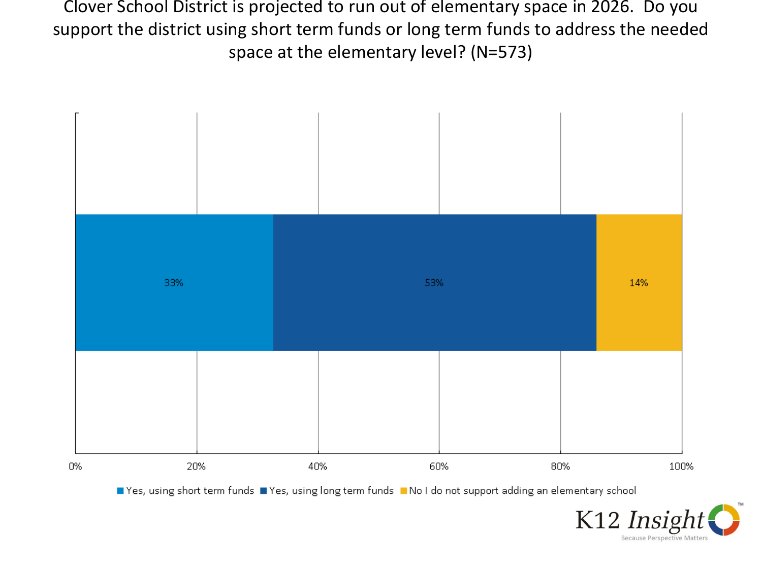# Clover School District is projected to run out of elementary space in 2026. Do you support the district using short term funds or long term funds to address the needed space at the elementary level? (N=573)

| Response | Percentage |
|---|---|
| Yes, using short term funds | 33% |
| Yes, using long term funds | 53% |
| No I do not support adding an elementary school | 14% |

K12 Insight
Because Perspective Matters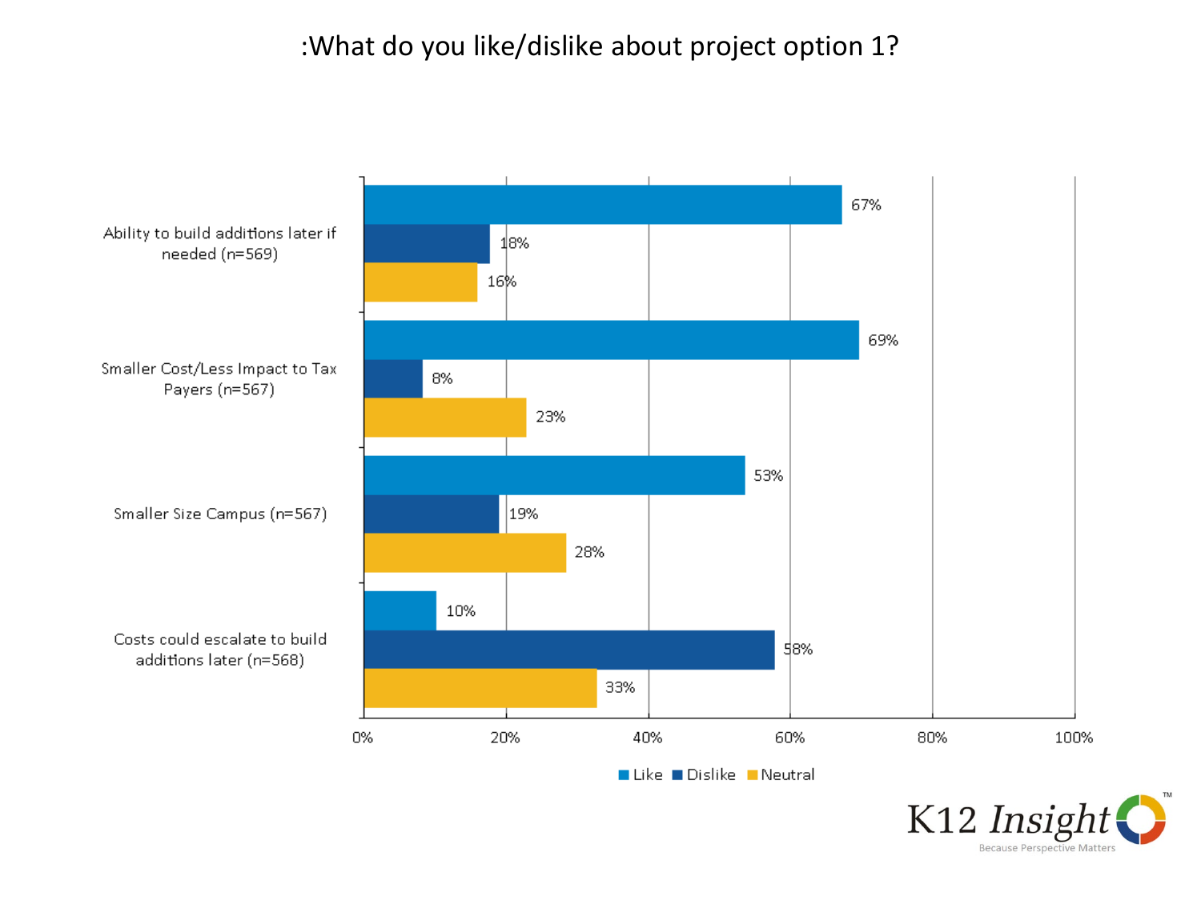# :What do you like/dislike about project option 1?

| | Like | Dislike | Neutral |
|---|---|---|---|
| Ability to build additions later if needed (n=569) | 67% | 18% | 16% |
| Smaller Cost/Less Impact to Tax Payers (n=567) | 69% | 8% | 23% |
| Smaller Size Campus (n=567) | 53% | 19% | 28% |
| Costs could escalate to build additions later (n=568) | 10% | 58% | 33% |

K12 Insight
Because Perspective Matters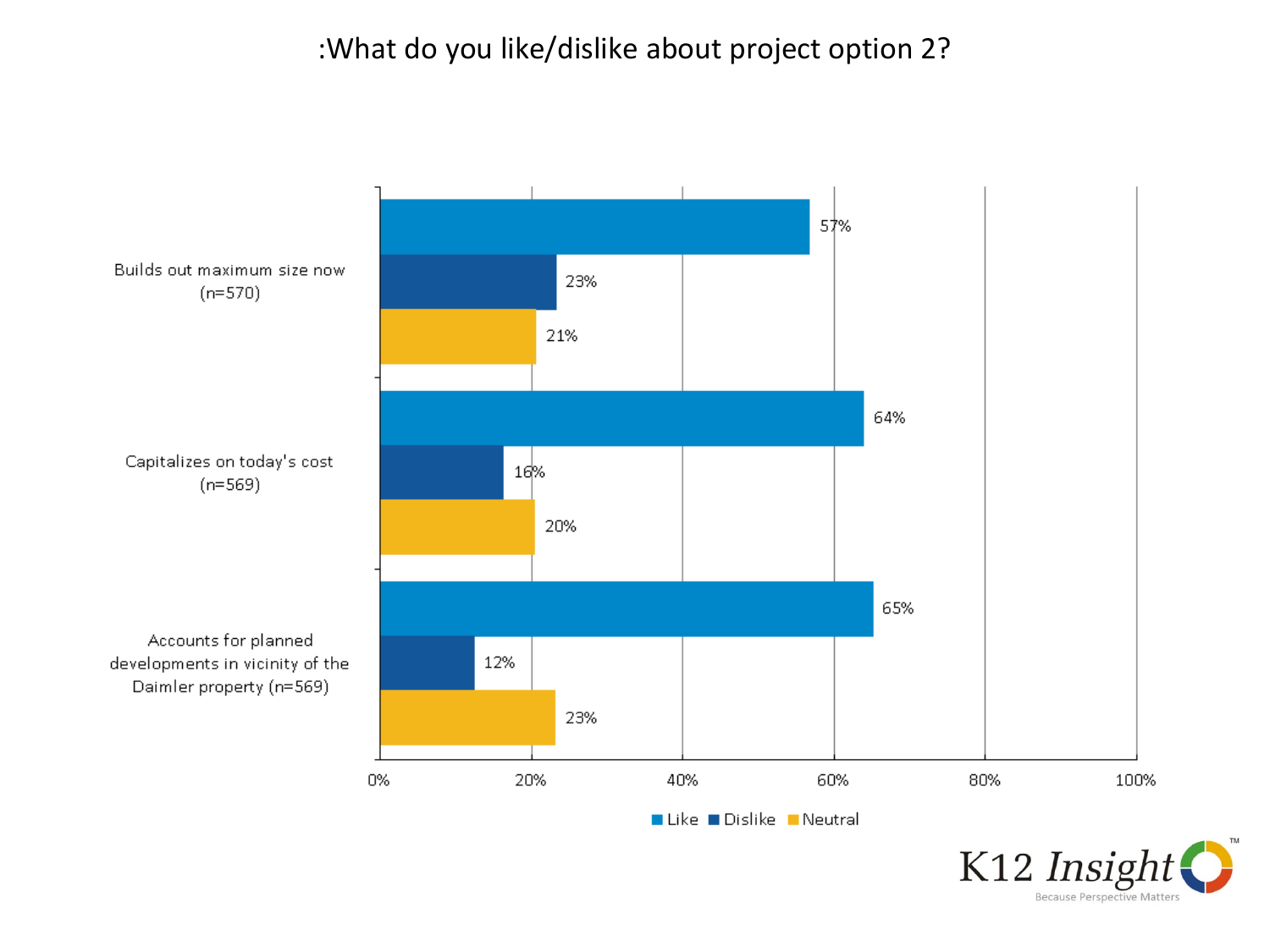# :What do you like/dislike about project option 2?

| | Like | Dislike | Neutral |
|---|---|---|---|
| Builds out maximum size now (n=570) | 57% | 23% | 21% |
| Capitalizes on today's cost (n=569) | 64% | 16% | 20% |
| Accounts for planned developments in vicinity of the Daimler property (n=569) | 65% | 12% | 23% |

K12 Insight
Because Perspective Matters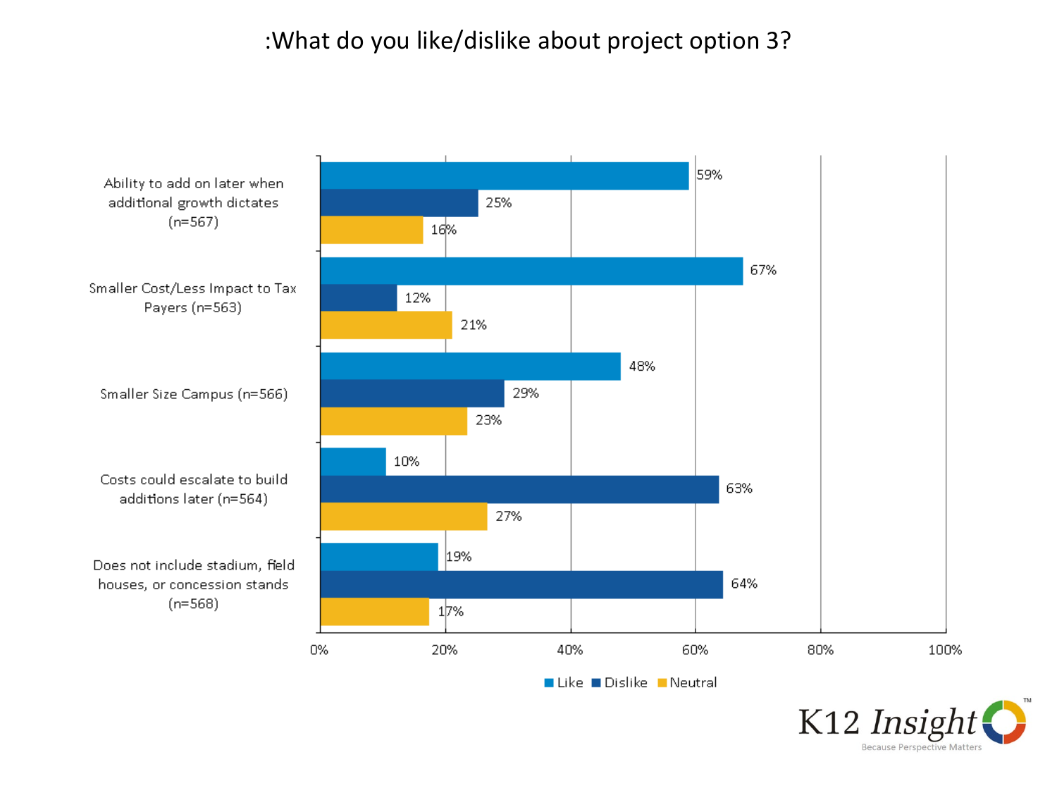# :What do you like/dislike about project option 3?

| | Like | Dislike | Neutral |
|---|---|---|---|
| Ability to add on later when additional growth dictates (n=567) | 59% | 25% | 16% |
| Smaller Cost/Less Impact to Tax Payers (n=563) | 67% | 12% | 21% |
| Smaller Size Campus (n=566) | 48% | 29% | 23% |
| Costs could escalate to build additions later (n=564) | 10% | 63% | 27% |
| Does not include stadium, field houses, or concession stands (n=568) | 19% | 64% | 17% |

K12 Insight™ Because Perspective Matters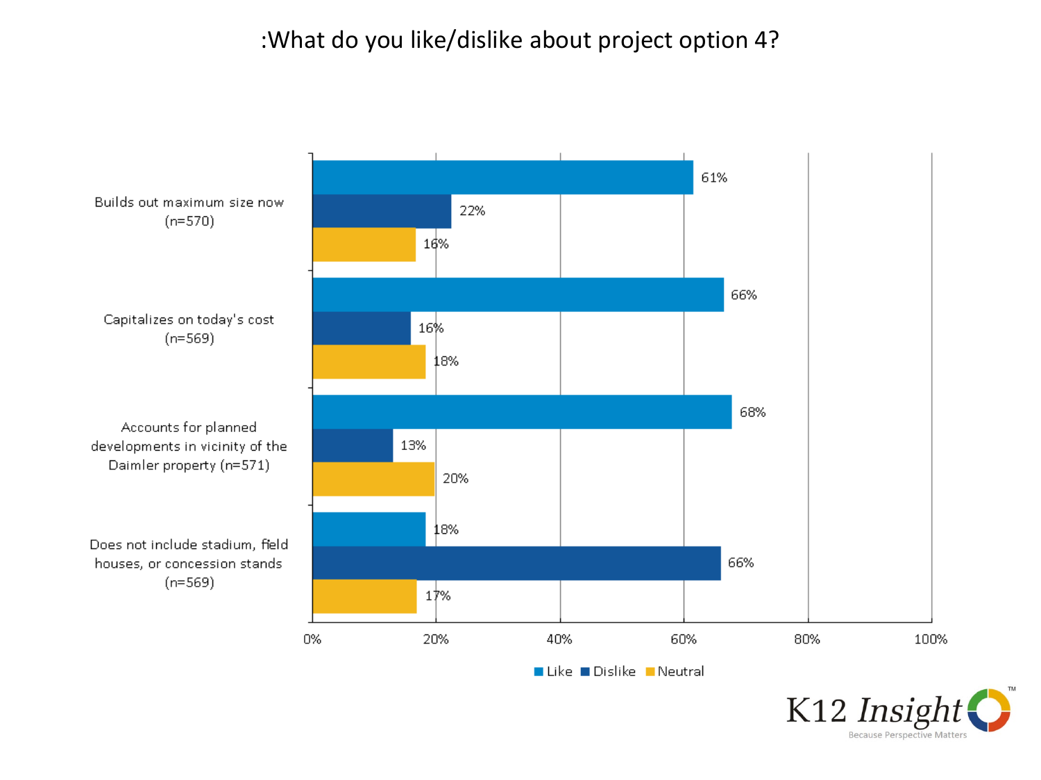# :What do you like/dislike about project option 4?

| | Like | Dislike | Neutral |
|---|---|---|---|
| Builds out maximum size now (n=570) | 61% | 22% | 16% |
| Capitalizes on today's cost (n=569) | 66% | 16% | 18% |
| Accounts for planned developments in vicinity of the Daimler property (n=571) | 68% | 13% | 20% |
| Does not include stadium, field houses, or concession stands (n=569) | 18% | 66% | 17% |

K12 Insight™
Because Perspective Matters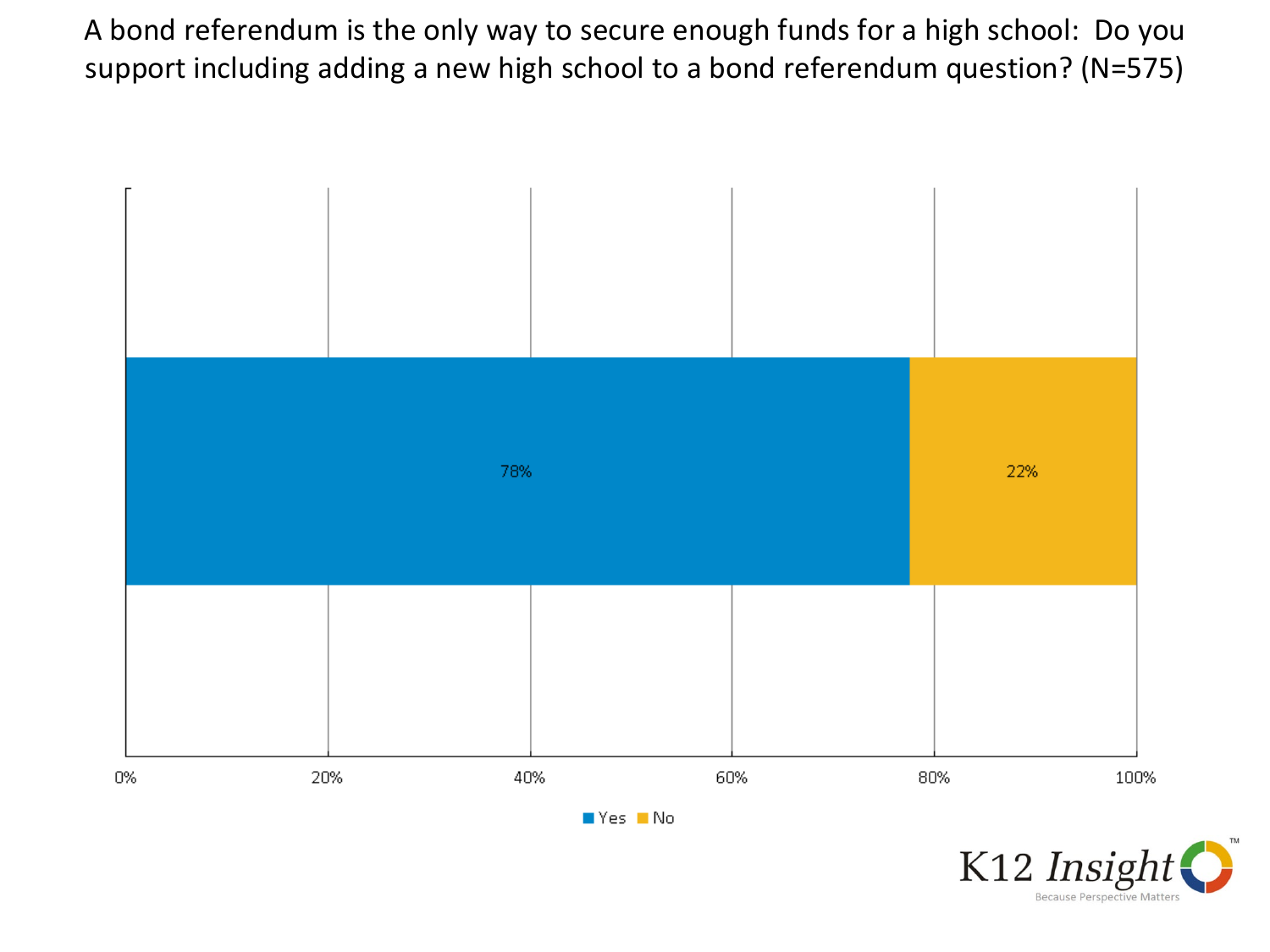A bond referendum is the only way to secure enough funds for a high school: Do you support including adding a new high school to a bond referendum question? (N=575)

| Response | Percent |
| --- | --- |
| Yes | 78% |
| No | 22% |

K12 Insight
Because Perspective Matters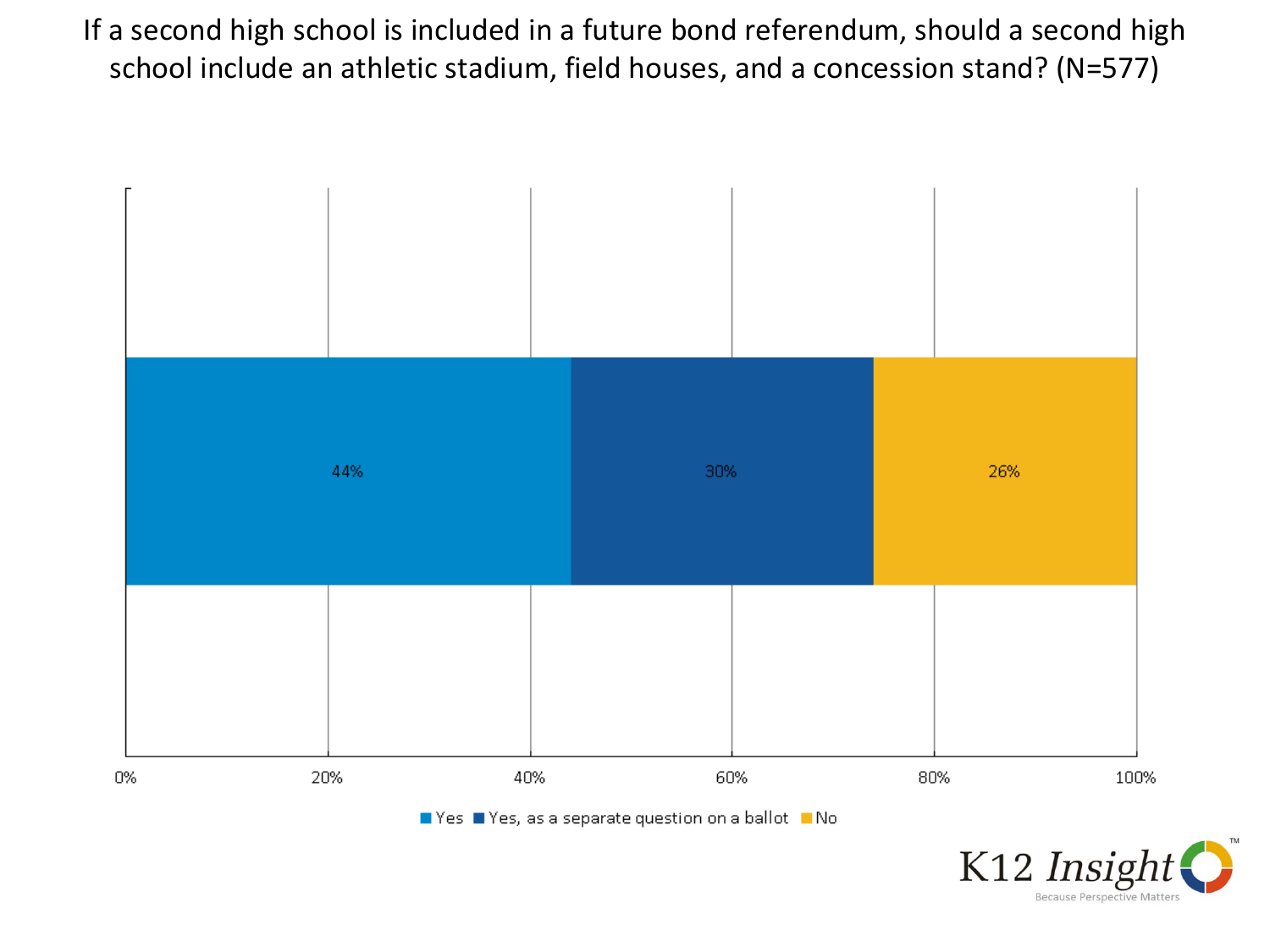# If a second high school is included in a future bond referendum, should a second high school include an athletic stadium, field houses, and a concession stand? (N=577)

| Response | Percentage |
|---|---|
| Yes | 44% |
| Yes, as a separate question on a ballot | 30% |
| No | 26% |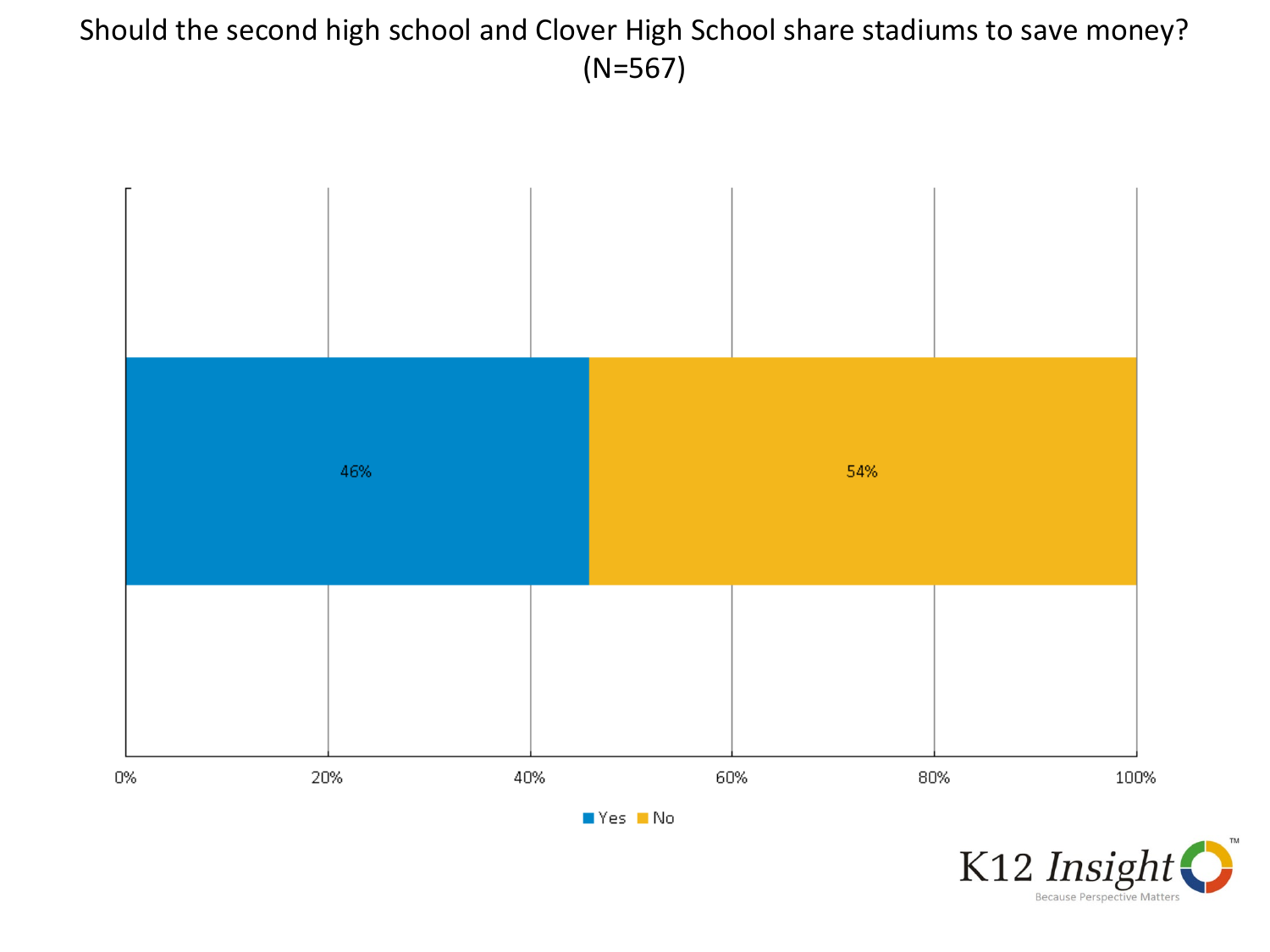# Should the second high school and Clover High School share stadiums to save money? (N=567)

| Response | Percentage |
| --- | --- |
| Yes | 46% |
| No | 54% |

K12 Insight
Because Perspective Matters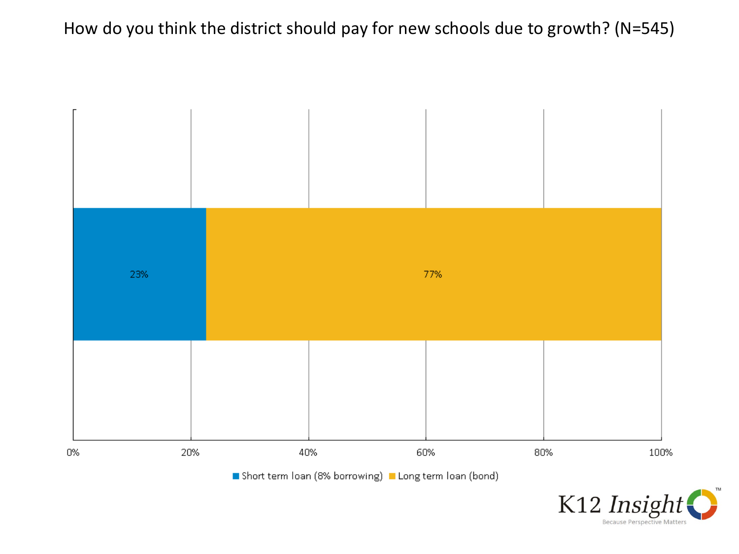# How do you think the district should pay for new schools due to growth? (N=545)

| Response | Percent |
|---|---|
| Short term loan (8% borrowing) | 23% |
| Long term loan (bond) | 77% |

K12 Insight — Because Perspective Matters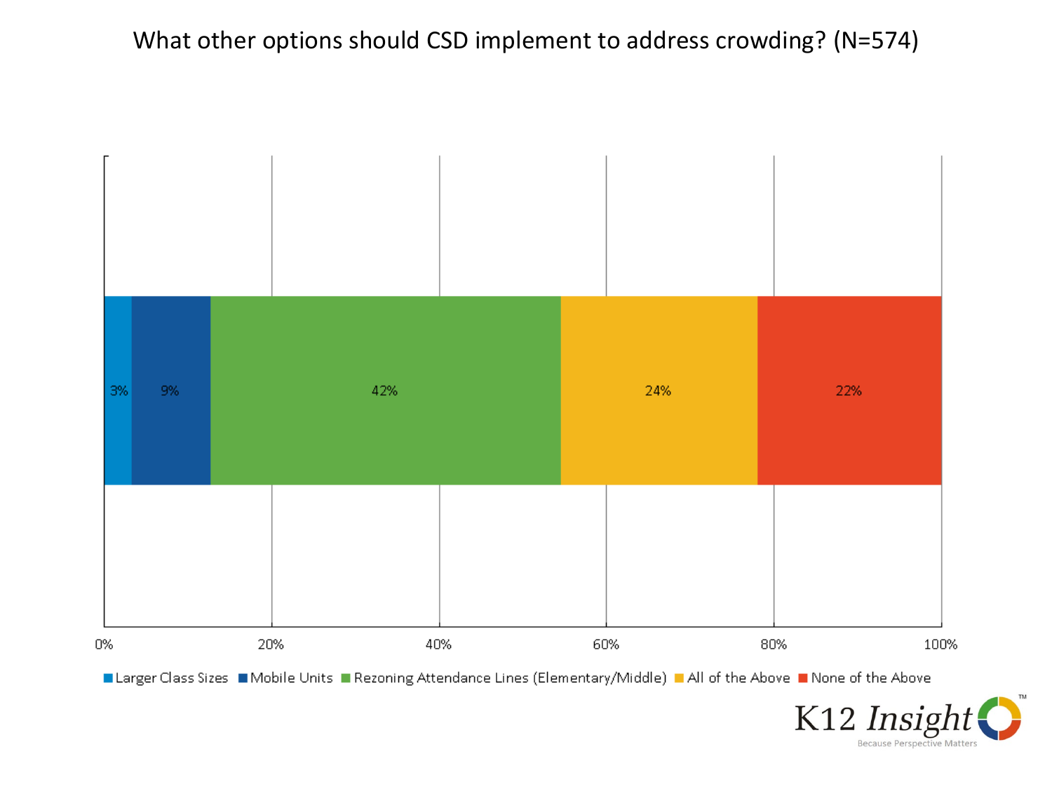# What other options should CSD implement to address crowding? (N=574)

3%
9%
42%
24%
22%

0%
20%
40%
60%
80%
100%

Larger Class Sizes
Mobile Units
Rezoning Attendance Lines (Elementary/Middle)
All of the Above
None of the Above

K12 Insight™
Because Perspective Matters